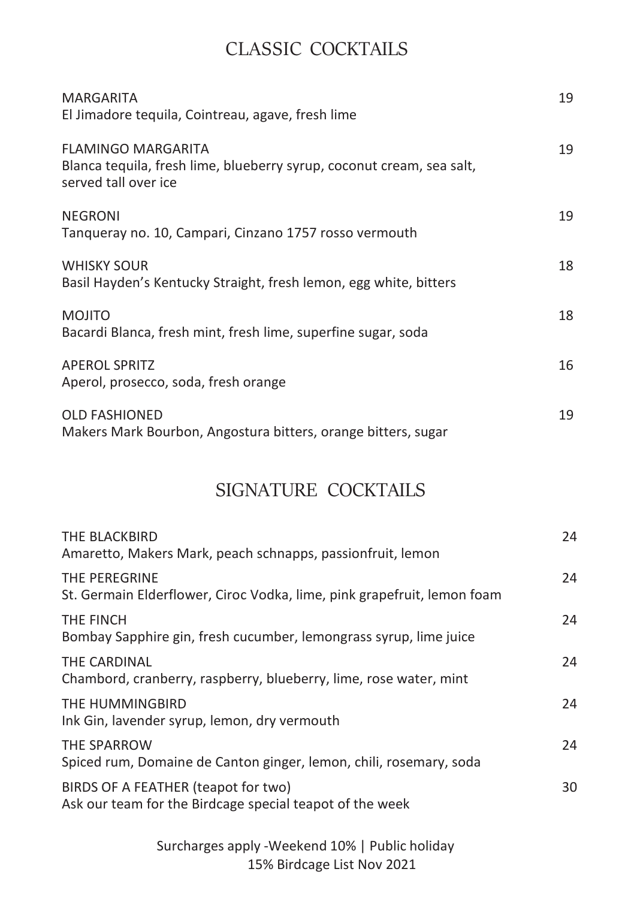# CLASSIC COCKTAILS

**MARGARITA** — 19
El Jimadore tequila, Cointreau, agave, fresh lime

**FLAMINGO MARGARITA** — 19
Blanca tequila, fresh lime, blueberry syrup, coconut cream, sea salt, served tall over ice

**NEGRONI** — 19
Tanqueray no. 10, Campari, Cinzano 1757 rosso vermouth

**WHISKY SOUR** — 18
Basil Hayden's Kentucky Straight, fresh lemon, egg white, bitters

**MOJITO** — 18
Bacardi Blanca, fresh mint, fresh lime, superfine sugar, soda

**APEROL SPRITZ** — 16
Aperol, prosecco, soda, fresh orange

**OLD FASHIONED** — 19
Makers Mark Bourbon, Angostura bitters, orange bitters, sugar

# SIGNATURE COCKTAILS

**THE BLACKBIRD** — 24
Amaretto, Makers Mark, peach schnapps, passionfruit, lemon

**THE PEREGRINE** — 24
St. Germain Elderflower, Ciroc Vodka, lime, pink grapefruit, lemon foam

**THE FINCH** — 24
Bombay Sapphire gin, fresh cucumber, lemongrass syrup, lime juice

**THE CARDINAL** — 24
Chambord, cranberry, raspberry, blueberry, lime, rose water, mint

**THE HUMMINGBIRD** — 24
Ink Gin, lavender syrup, lemon, dry vermouth

**THE SPARROW** — 24
Spiced rum, Domaine de Canton ginger, lemon, chili, rosemary, soda

**BIRDS OF A FEATHER (teapot for two)** — 30
Ask our team for the Birdcage special teapot of the week

Surcharges apply -Weekend 10% | Public holiday 15% Birdcage List Nov 2021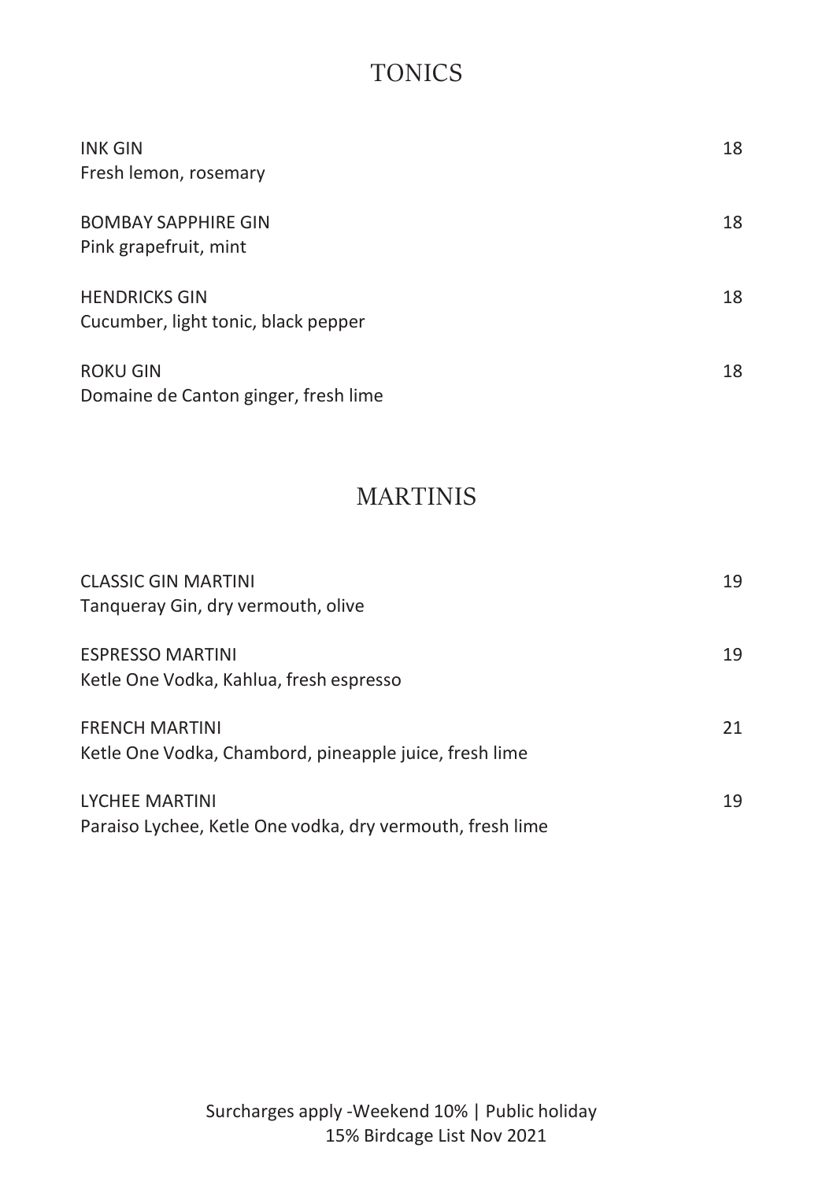## TONICS

**INK GIN** 18
Fresh lemon, rosemary

**BOMBAY SAPPHIRE GIN** 18
Pink grapefruit, mint

**HENDRICKS GIN** 18
Cucumber, light tonic, black pepper

**ROKU GIN** 18
Domaine de Canton ginger, fresh lime

## MARTINIS

**CLASSIC GIN MARTINI** 19
Tanqueray Gin, dry vermouth, olive

**ESPRESSO MARTINI** 19
Ketle One Vodka, Kahlua, fresh espresso

**FRENCH MARTINI** 21
Ketle One Vodka, Chambord, pineapple juice, fresh lime

**LYCHEE MARTINI** 19
Paraiso Lychee, Ketle One vodka, dry vermouth, fresh lime

Surcharges apply -Weekend 10% | Public holiday 15% Birdcage List Nov 2021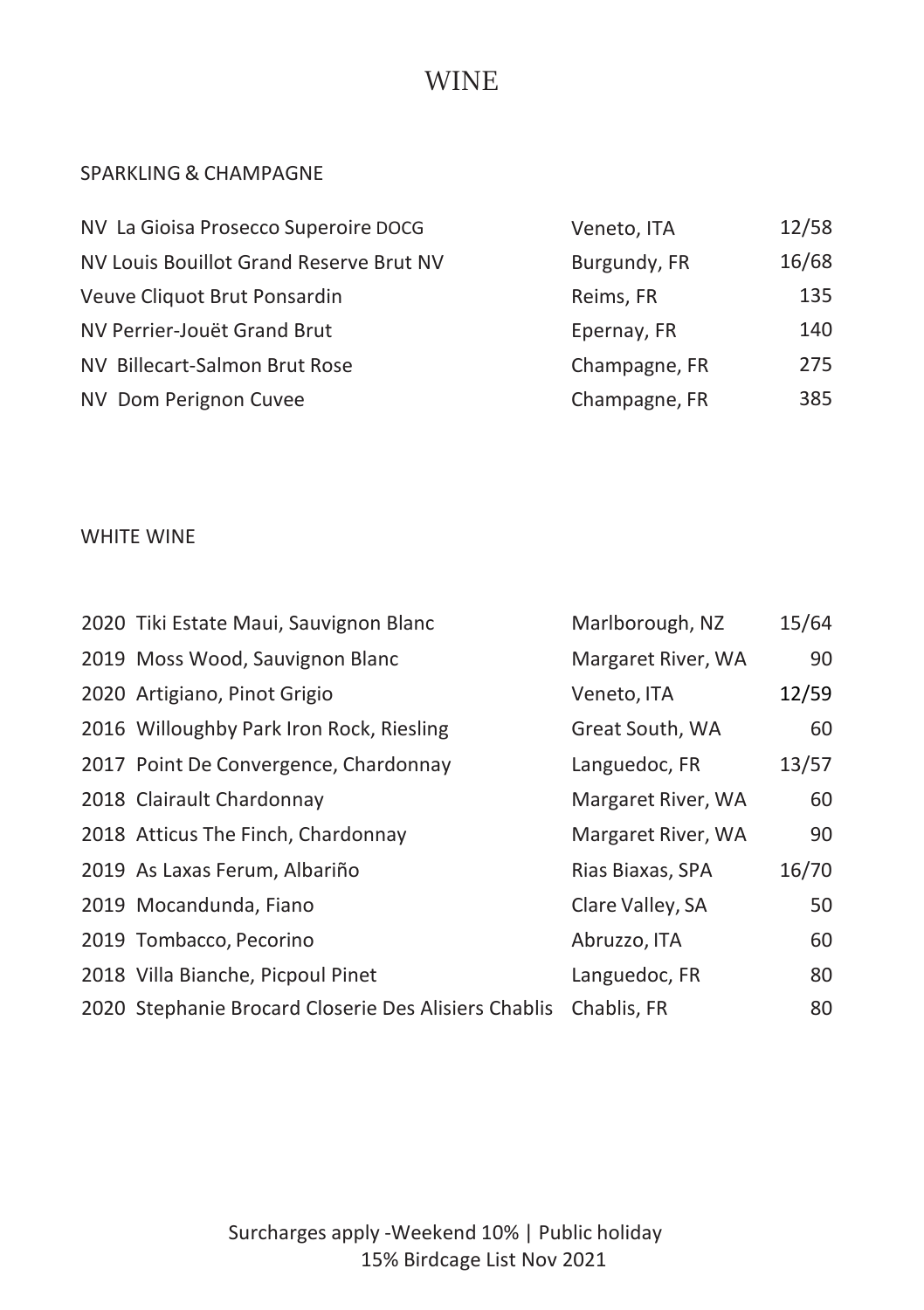# WINE

## SPARKLING & CHAMPAGNE

| Wine | Region | Price |
|---|---|---|
| NV La Gioisa Prosecco Superoire DOCG | Veneto, ITA | 12/58 |
| NV Louis Bouillot Grand Reserve Brut NV | Burgundy, FR | 16/68 |
| Veuve Cliquot Brut Ponsardin | Reims, FR | 135 |
| NV Perrier-Jouët Grand Brut | Epernay, FR | 140 |
| NV Billecart-Salmon Brut Rose | Champagne, FR | 275 |
| NV Dom Perignon Cuvee | Champagne, FR | 385 |

## WHITE WINE

| Wine | Region | Price |
|---|---|---|
| 2020 Tiki Estate Maui, Sauvignon Blanc | Marlborough, NZ | 15/64 |
| 2019 Moss Wood, Sauvignon Blanc | Margaret River, WA | 90 |
| 2020 Artigiano, Pinot Grigio | Veneto, ITA | 12/59 |
| 2016 Willoughby Park Iron Rock, Riesling | Great South, WA | 60 |
| 2017 Point De Convergence, Chardonnay | Languedoc, FR | 13/57 |
| 2018 Clairault Chardonnay | Margaret River, WA | 60 |
| 2018 Atticus The Finch, Chardonnay | Margaret River, WA | 90 |
| 2019 As Laxas Ferum, Albariño | Rias Biaxas, SPA | 16/70 |
| 2019 Mocandunda, Fiano | Clare Valley, SA | 50 |
| 2019 Tombacco, Pecorino | Abruzzo, ITA | 60 |
| 2018 Villa Bianche, Picpoul Pinet | Languedoc, FR | 80 |
| 2020 Stephanie Brocard Closerie Des Alisiers Chablis | Chablis, FR | 80 |

Surcharges apply -Weekend 10% | Public holiday 15% Birdcage List Nov 2021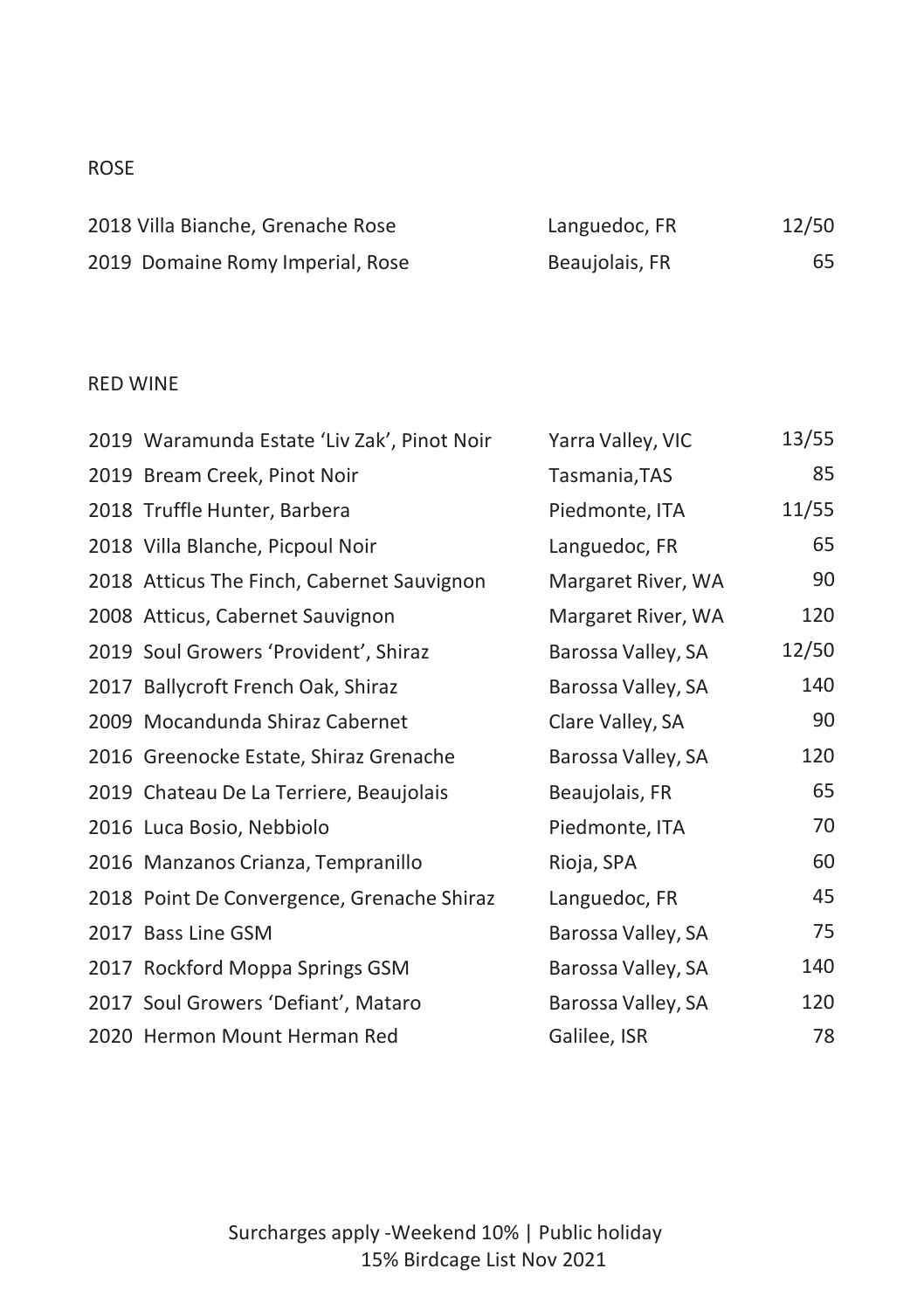## ROSE

| | | |
|---|---|---|
| 2018 Villa Bianche, Grenache Rose | Languedoc, FR | 12/50 |
| 2019 Domaine Romy Imperial, Rose | Beaujolais, FR | 65 |

## RED WINE

| | | |
|---|---|---|
| 2019 Waramunda Estate 'Liv Zak', Pinot Noir | Yarra Valley, VIC | 13/55 |
| 2019 Bream Creek, Pinot Noir | Tasmania,TAS | 85 |
| 2018 Truffle Hunter, Barbera | Piedmonte, ITA | 11/55 |
| 2018 Villa Blanche, Picpoul Noir | Languedoc, FR | 65 |
| 2018 Atticus The Finch, Cabernet Sauvignon | Margaret River, WA | 90 |
| 2008 Atticus, Cabernet Sauvignon | Margaret River, WA | 120 |
| 2019 Soul Growers 'Provident', Shiraz | Barossa Valley, SA | 12/50 |
| 2017 Ballycroft French Oak, Shiraz | Barossa Valley, SA | 140 |
| 2009 Mocandunda Shiraz Cabernet | Clare Valley, SA | 90 |
| 2016 Greenocke Estate, Shiraz Grenache | Barossa Valley, SA | 120 |
| 2019 Chateau De La Terriere, Beaujolais | Beaujolais, FR | 65 |
| 2016 Luca Bosio, Nebbiolo | Piedmonte, ITA | 70 |
| 2016 Manzanos Crianza, Tempranillo | Rioja, SPA | 60 |
| 2018 Point De Convergence, Grenache Shiraz | Languedoc, FR | 45 |
| 2017 Bass Line GSM | Barossa Valley, SA | 75 |
| 2017 Rockford Moppa Springs GSM | Barossa Valley, SA | 140 |
| 2017 Soul Growers 'Defiant', Mataro | Barossa Valley, SA | 120 |
| 2020 Hermon Mount Herman Red | Galilee, ISR | 78 |

Surcharges apply -Weekend 10% | Public holiday 15% Birdcage List Nov 2021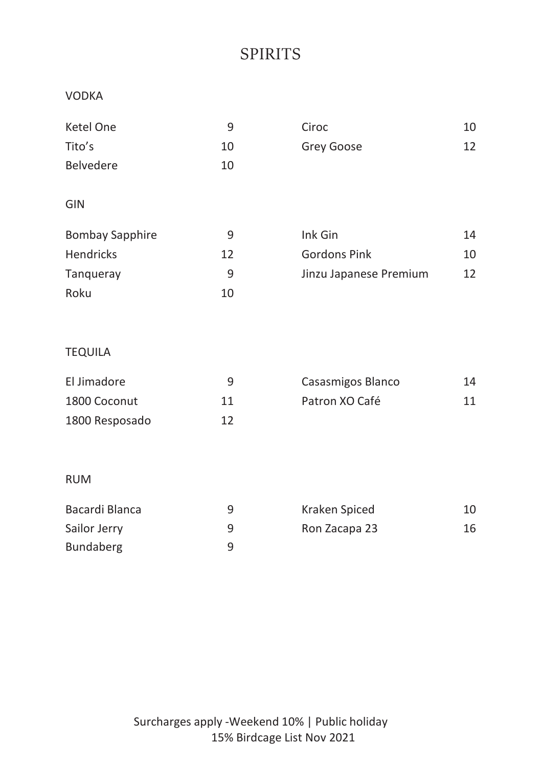# SPIRITS

## VODKA

| | |
|---|---|
| Ketel One | 9 |
| Tito's | 10 |
| Belvedere | 10 |
| Ciroc | 10 |
| Grey Goose | 12 |

## GIN

| | |
|---|---|
| Bombay Sapphire | 9 |
| Hendricks | 12 |
| Tanqueray | 9 |
| Roku | 10 |
| Ink Gin | 14 |
| Gordons Pink | 10 |
| Jinzu Japanese Premium | 12 |

## TEQUILA

| | |
|---|---|
| El Jimadore | 9 |
| 1800 Coconut | 11 |
| 1800 Resposado | 12 |
| Casasmigos Blanco | 14 |
| Patron XO Café | 11 |

## RUM

| | |
|---|---|
| Bacardi Blanca | 9 |
| Sailor Jerry | 9 |
| Bundaberg | 9 |
| Kraken Spiced | 10 |
| Ron Zacapa 23 | 16 |

Surcharges apply -Weekend 10% | Public holiday 15% Birdcage List Nov 2021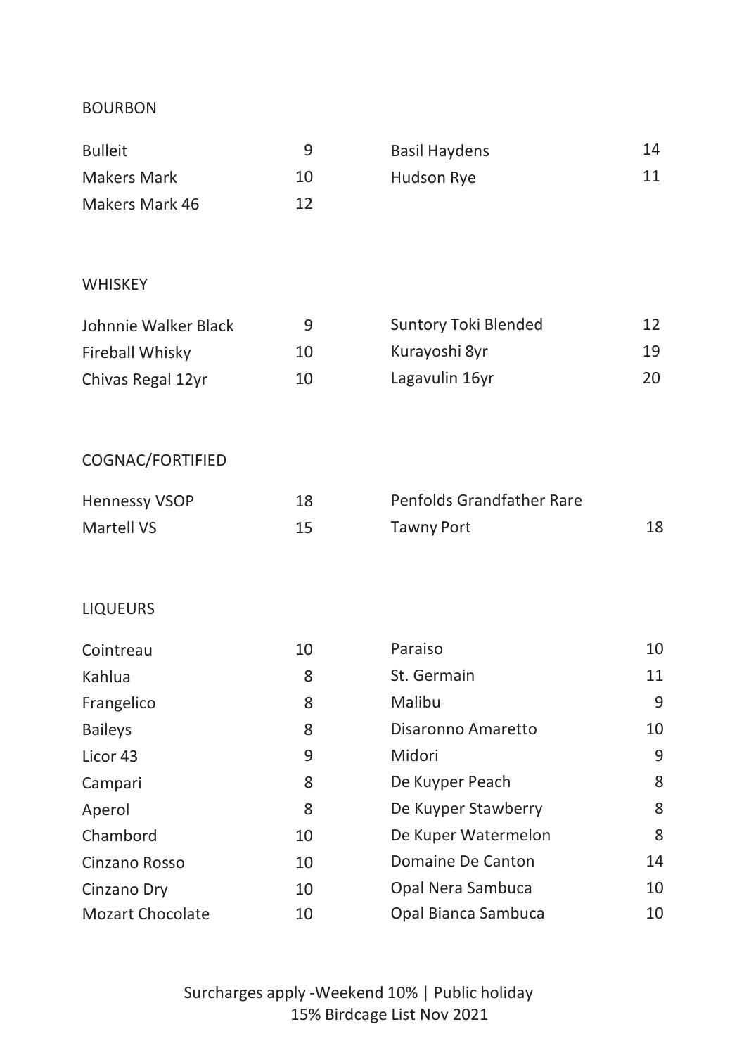## BOURBON

| | | | |
|---|---|---|---|
| Bulleit | 9 | Basil Haydens | 14 |
| Makers Mark | 10 | Hudson Rye | 11 |
| Makers Mark 46 | 12 | | |

## WHISKEY

| | | | |
|---|---|---|---|
| Johnnie Walker Black | 9 | Suntory Toki Blended | 12 |
| Fireball Whisky | 10 | Kurayoshi 8yr | 19 |
| Chivas Regal 12yr | 10 | Lagavulin 16yr | 20 |

## COGNAC/FORTIFIED

| | | | |
|---|---|---|---|
| Hennessy VSOP | 18 | Penfolds Grandfather Rare Tawny Port | 18 |
| Martell VS | 15 | | |

## LIQUEURS

| | | | |
|---|---|---|---|
| Cointreau | 10 | Paraiso | 10 |
| Kahlua | 8 | St. Germain | 11 |
| Frangelico | 8 | Malibu | 9 |
| Baileys | 8 | Disaronno Amaretto | 10 |
| Licor 43 | 9 | Midori | 9 |
| Campari | 8 | De Kuyper Peach | 8 |
| Aperol | 8 | De Kuyper Stawberry | 8 |
| Chambord | 10 | De Kuper Watermelon | 8 |
| Cinzano Rosso | 10 | Domaine De Canton | 14 |
| Cinzano Dry | 10 | Opal Nera Sambuca | 10 |
| Mozart Chocolate | 10 | Opal Bianca Sambuca | 10 |

Surcharges apply -Weekend 10% | Public holiday 15% Birdcage List Nov 2021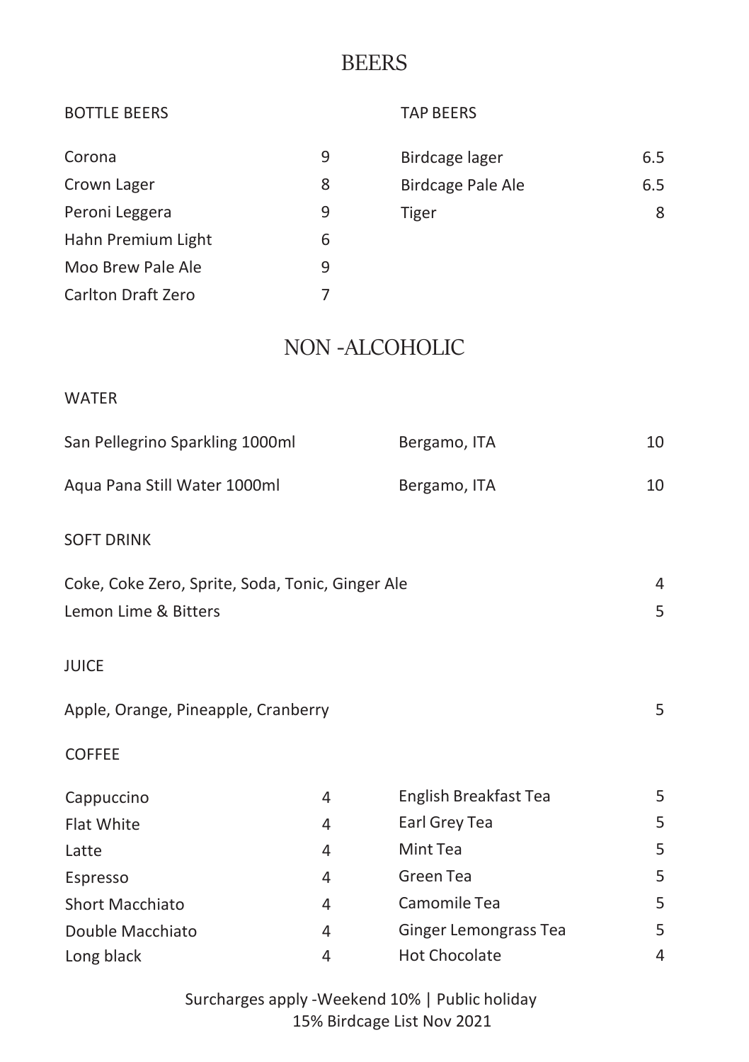# BEERS

## BOTTLE BEERS

| Item | Price |
|---|---|
| Corona | 9 |
| Crown Lager | 8 |
| Peroni Leggera | 9 |
| Hahn Premium Light | 6 |
| Moo Brew Pale Ale | 9 |
| Carlton Draft Zero | 7 |

## TAP BEERS

| Item | Price |
|---|---|
| Birdcage lager | 6.5 |
| Birdcage Pale Ale | 6.5 |
| Tiger | 8 |

# NON -ALCOHOLIC

## WATER

| Item | Origin | Price |
|---|---|---|
| San Pellegrino Sparkling 1000ml | Bergamo, ITA | 10 |
| Aqua Pana Still Water 1000ml | Bergamo, ITA | 10 |

## SOFT DRINK

| Item | Price |
|---|---|
| Coke, Coke Zero, Sprite, Soda, Tonic, Ginger Ale | 4 |
| Lemon Lime & Bitters | 5 |

## JUICE

| Item | Price |
|---|---|
| Apple, Orange, Pineapple, Cranberry | 5 |

## COFFEE

| Item | Price |
|---|---|
| Cappuccino | 4 |
| Flat White | 4 |
| Latte | 4 |
| Espresso | 4 |
| Short Macchiato | 4 |
| Double Macchiato | 4 |
| Long black | 4 |

| Item | Price |
|---|---|
| English Breakfast Tea | 5 |
| Earl Grey Tea | 5 |
| Mint Tea | 5 |
| Green Tea | 5 |
| Camomile Tea | 5 |
| Ginger Lemongrass Tea | 5 |
| Hot Chocolate | 4 |

Surcharges apply -Weekend 10% | Public holiday 15% Birdcage List Nov 2021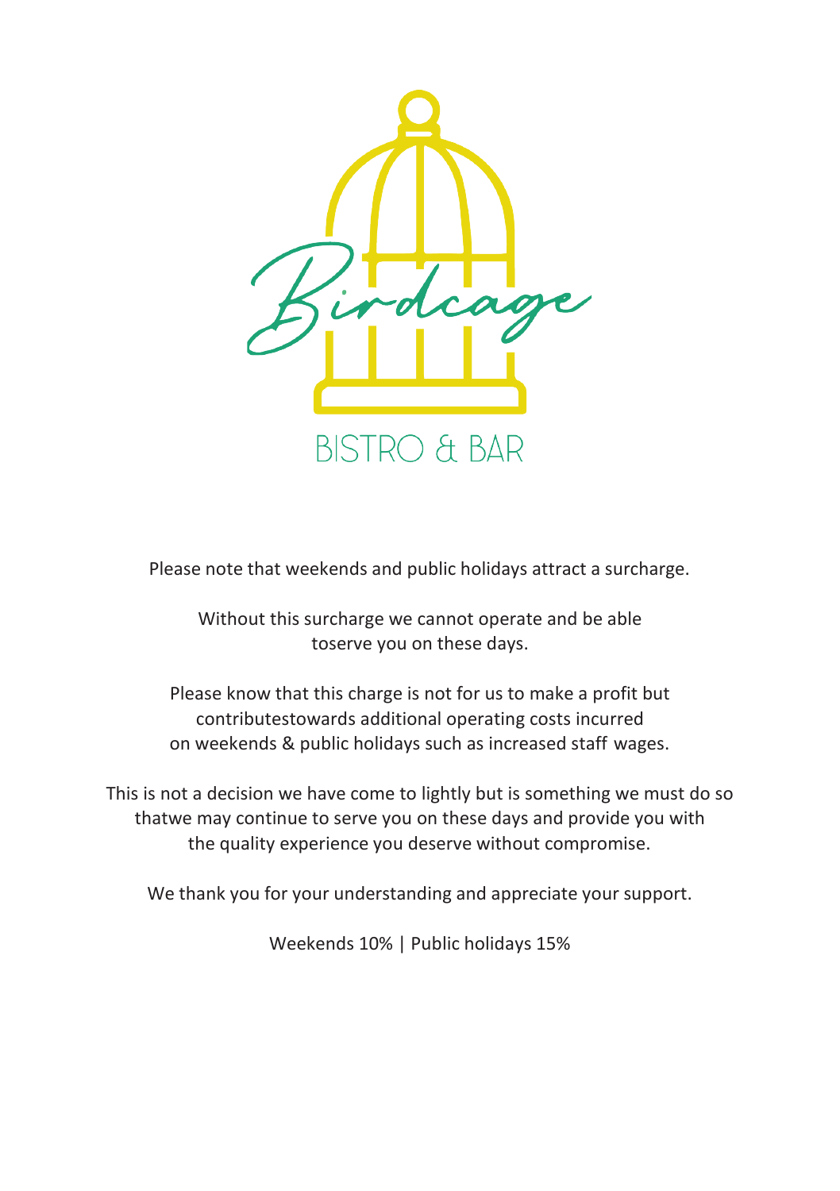# Birdcage

BISTRO & BAR

Please note that weekends and public holidays attract a surcharge.

Without this surcharge we cannot operate and be able toserve you on these days.

Please know that this charge is not for us to make a profit but contributestowards additional operating costs incurred on weekends & public holidays such as increased staff wages.

This is not a decision we have come to lightly but is something we must do so thatwe may continue to serve you on these days and provide you with the quality experience you deserve without compromise.

We thank you for your understanding and appreciate your support.

Weekends 10% | Public holidays 15%